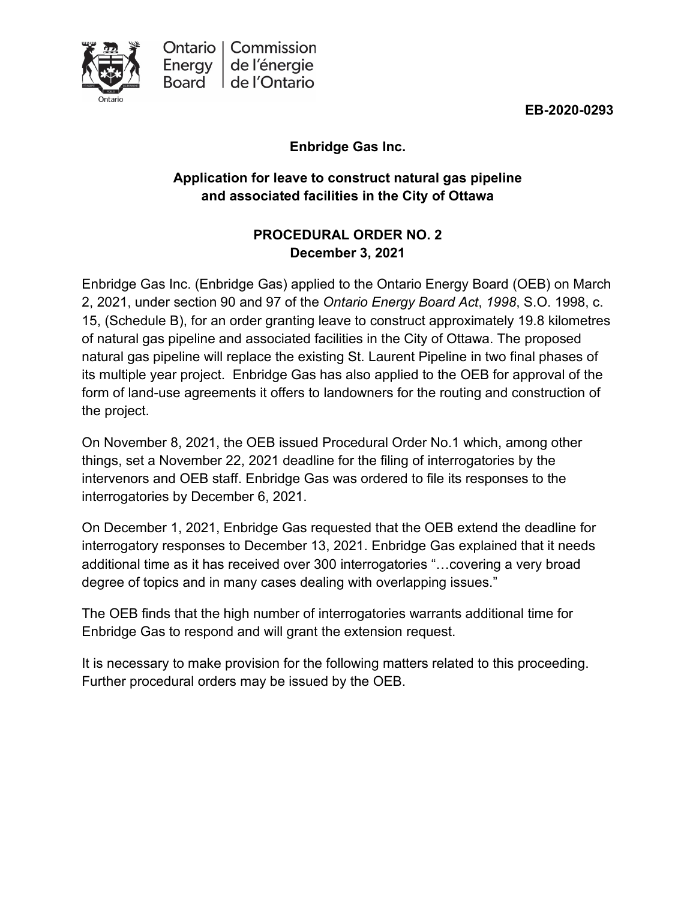Ontario Energy Board | Commission de l'énergie de l'Ontario

**EB-2020-0293**

**Enbridge Gas Inc.**

**Application for leave to construct natural gas pipeline and associated facilities in the City of Ottawa**

**PROCEDURAL ORDER NO. 2**
**December 3, 2021**

Enbridge Gas Inc. (Enbridge Gas) applied to the Ontario Energy Board (OEB) on March 2, 2021, under section 90 and 97 of the *Ontario Energy Board Act*, *1998*, S.O. 1998, c. 15, (Schedule B), for an order granting leave to construct approximately 19.8 kilometres of natural gas pipeline and associated facilities in the City of Ottawa. The proposed natural gas pipeline will replace the existing St. Laurent Pipeline in two final phases of its multiple year project. Enbridge Gas has also applied to the OEB for approval of the form of land-use agreements it offers to landowners for the routing and construction of the project.

On November 8, 2021, the OEB issued Procedural Order No.1 which, among other things, set a November 22, 2021 deadline for the filing of interrogatories by the intervenors and OEB staff. Enbridge Gas was ordered to file its responses to the interrogatories by December 6, 2021.

On December 1, 2021, Enbridge Gas requested that the OEB extend the deadline for interrogatory responses to December 13, 2021. Enbridge Gas explained that it needs additional time as it has received over 300 interrogatories "…covering a very broad degree of topics and in many cases dealing with overlapping issues."

The OEB finds that the high number of interrogatories warrants additional time for Enbridge Gas to respond and will grant the extension request.

It is necessary to make provision for the following matters related to this proceeding. Further procedural orders may be issued by the OEB.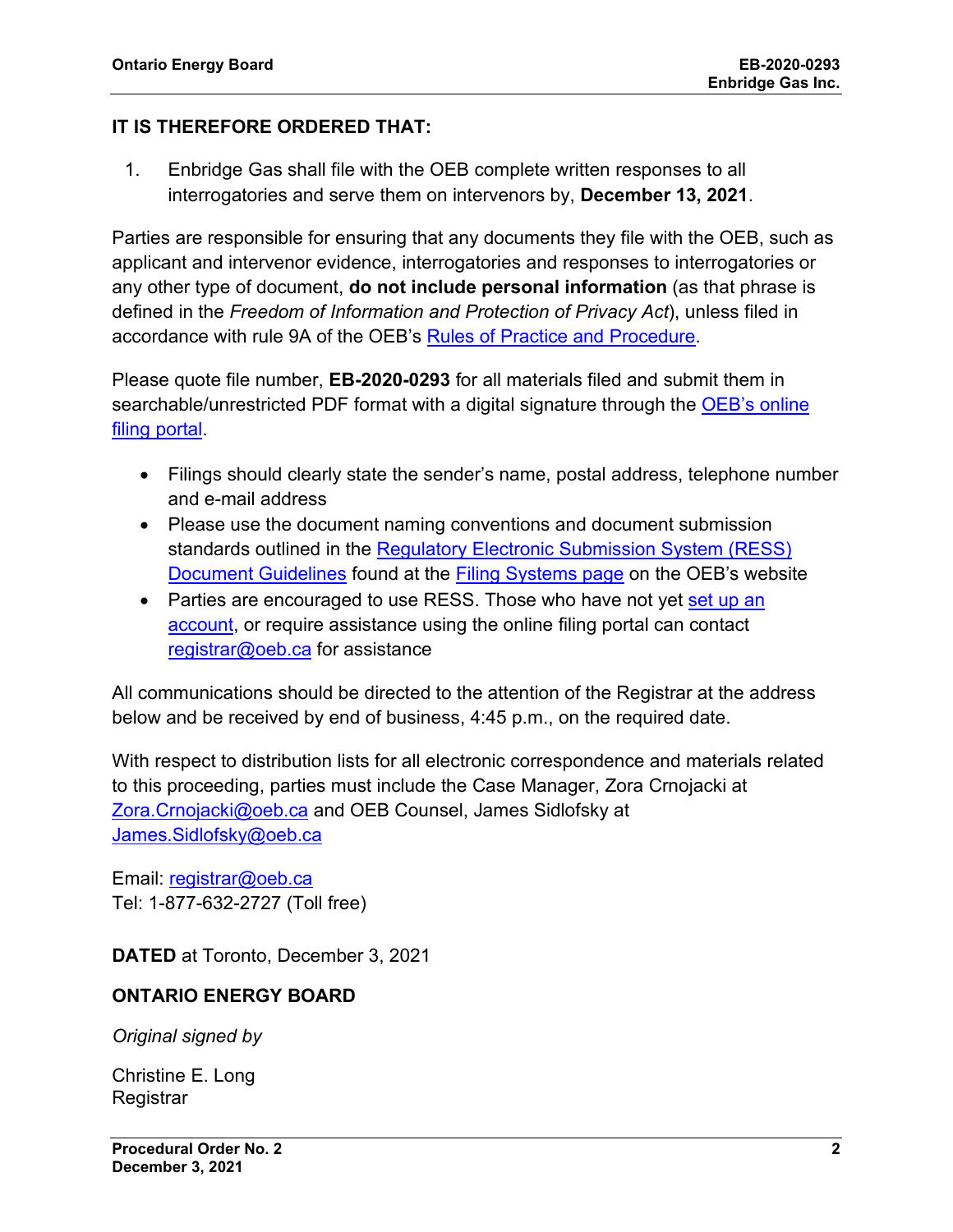**IT IS THEREFORE ORDERED THAT:**

1. Enbridge Gas shall file with the OEB complete written responses to all interrogatories and serve them on intervenors by, **December 13, 2021**.

Parties are responsible for ensuring that any documents they file with the OEB, such as applicant and intervenor evidence, interrogatories and responses to interrogatories or any other type of document, **do not include personal information** (as that phrase is defined in the *Freedom of Information and Protection of Privacy Act*), unless filed in accordance with rule 9A of the OEB's Rules of Practice and Procedure.

Please quote file number, **EB-2020-0293** for all materials filed and submit them in searchable/unrestricted PDF format with a digital signature through the OEB's online filing portal.

- Filings should clearly state the sender's name, postal address, telephone number and e-mail address
- Please use the document naming conventions and document submission standards outlined in the Regulatory Electronic Submission System (RESS) Document Guidelines found at the Filing Systems page on the OEB's website
- Parties are encouraged to use RESS. Those who have not yet set up an account, or require assistance using the online filing portal can contact registrar@oeb.ca for assistance

All communications should be directed to the attention of the Registrar at the address below and be received by end of business, 4:45 p.m., on the required date.

With respect to distribution lists for all electronic correspondence and materials related to this proceeding, parties must include the Case Manager, Zora Crnojacki at Zora.Crnojacki@oeb.ca and OEB Counsel, James Sidlofsky at James.Sidlofsky@oeb.ca

Email: registrar@oeb.ca
Tel: 1-877-632-2727 (Toll free)

**DATED** at Toronto, December 3, 2021

**ONTARIO ENERGY BOARD**

*Original signed by*

Christine E. Long
Registrar